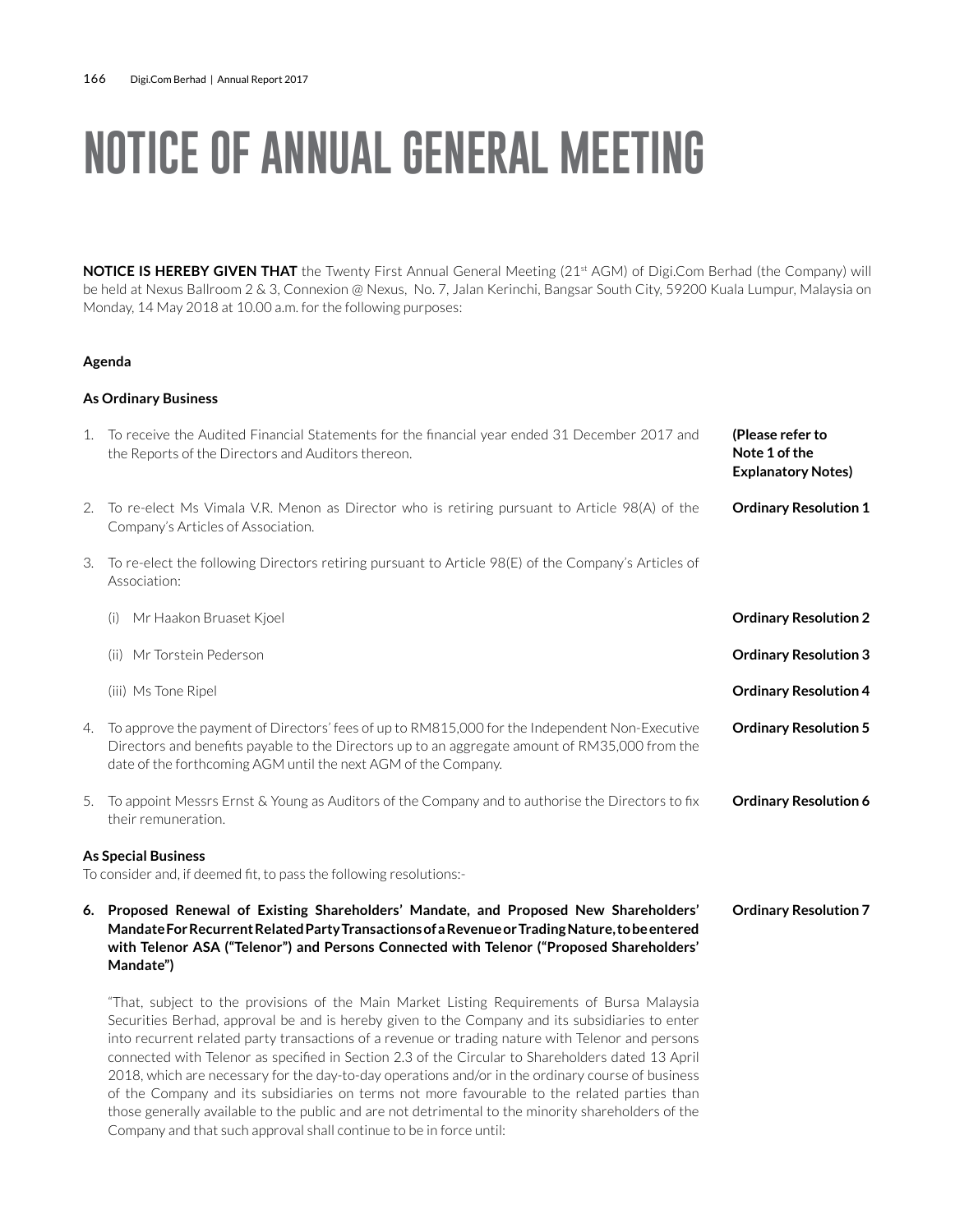# NOTICE OF ANNUAL GENERAL MEETING

**NOTICE IS HEREBY GIVEN THAT** the Twenty First Annual General Meeting (21st AGM) of Digi.Com Berhad (the Company) will be held at Nexus Ballroom 2 & 3, Connexion @ Nexus, No. 7, Jalan Kerinchi, Bangsar South City, 59200 Kuala Lumpur, Malaysia on Monday, 14 May 2018 at 10.00 a.m. for the following purposes:

**Agenda**

**As Ordinary Business**

1. To receive the Audited Financial Statements for the financial year ended 31 December 2017 and the Reports of the Directors and Auditors thereon. **(Please refer to Note 1 of the Explanatory Notes)**

2. To re-elect Ms Vimala V.R. Menon as Director who is retiring pursuant to Article 98(A) of the Company's Articles of Association. **Ordinary Resolution 1**

3. To re-elect the following Directors retiring pursuant to Article 98(E) of the Company's Articles of Association:

   (i) Mr Haakon Bruaset Kjoel **Ordinary Resolution 2**

   (ii) Mr Torstein Pederson **Ordinary Resolution 3**

   (iii) Ms Tone Ripel **Ordinary Resolution 4**

4. To approve the payment of Directors' fees of up to RM815,000 for the Independent Non-Executive Directors and benefits payable to the Directors up to an aggregate amount of RM35,000 from the date of the forthcoming AGM until the next AGM of the Company. **Ordinary Resolution 5**

5. To appoint Messrs Ernst & Young as Auditors of the Company and to authorise the Directors to fix their remuneration. **Ordinary Resolution 6**

**As Special Business**

To consider and, if deemed fit, to pass the following resolutions:-

6. **Proposed Renewal of Existing Shareholders' Mandate, and Proposed New Shareholders' Mandate For Recurrent Related Party Transactions of a Revenue or Trading Nature, to be entered with Telenor ASA ("Telenor") and Persons Connected with Telenor ("Proposed Shareholders' Mandate")** **Ordinary Resolution 7**

   "That, subject to the provisions of the Main Market Listing Requirements of Bursa Malaysia Securities Berhad, approval be and is hereby given to the Company and its subsidiaries to enter into recurrent related party transactions of a revenue or trading nature with Telenor and persons connected with Telenor as specified in Section 2.3 of the Circular to Shareholders dated 13 April 2018, which are necessary for the day-to-day operations and/or in the ordinary course of business of the Company and its subsidiaries on terms not more favourable to the related parties than those generally available to the public and are not detrimental to the minority shareholders of the Company and that such approval shall continue to be in force until: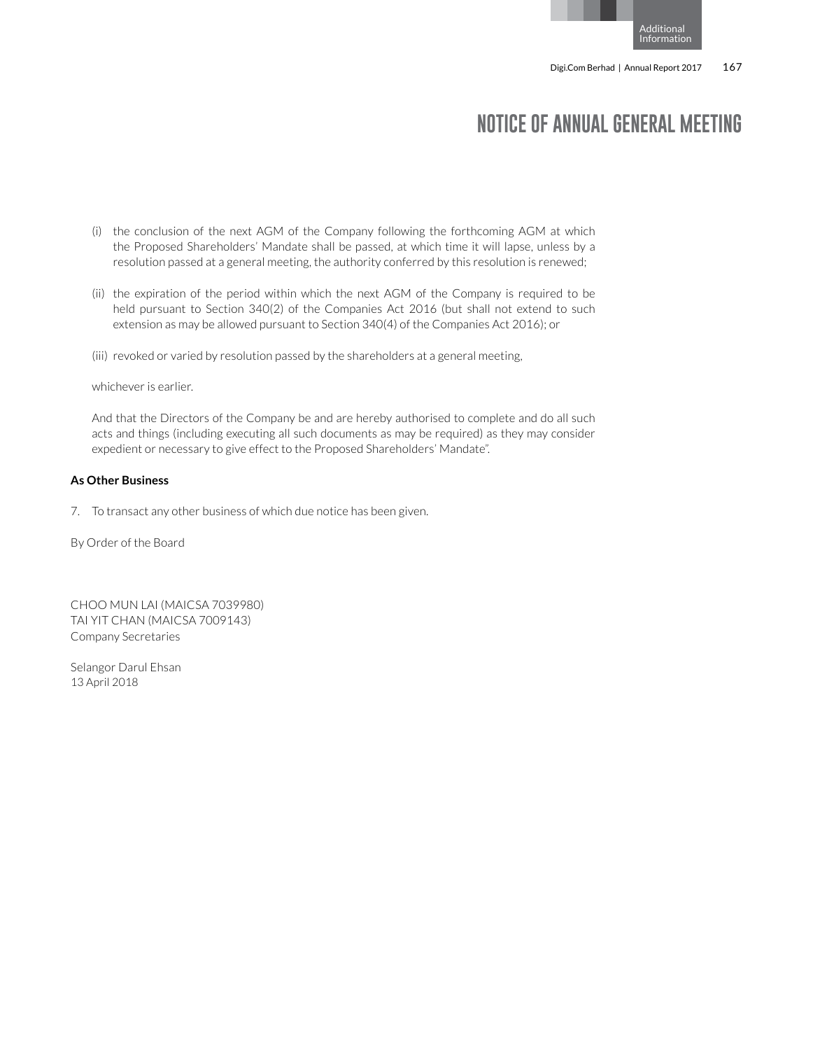# NOTICE OF ANNUAL GENERAL MEETING

(i) the conclusion of the next AGM of the Company following the forthcoming AGM at which the Proposed Shareholders' Mandate shall be passed, at which time it will lapse, unless by a resolution passed at a general meeting, the authority conferred by this resolution is renewed;

(ii) the expiration of the period within which the next AGM of the Company is required to be held pursuant to Section 340(2) of the Companies Act 2016 (but shall not extend to such extension as may be allowed pursuant to Section 340(4) of the Companies Act 2016); or

(iii) revoked or varied by resolution passed by the shareholders at a general meeting,

whichever is earlier.

And that the Directors of the Company be and are hereby authorised to complete and do all such acts and things (including executing all such documents as may be required) as they may consider expedient or necessary to give effect to the Proposed Shareholders' Mandate".

**As Other Business**

7. To transact any other business of which due notice has been given.

By Order of the Board

CHOO MUN LAI (MAICSA 7039980)
TAI YIT CHAN (MAICSA 7009143)
Company Secretaries

Selangor Darul Ehsan
13 April 2018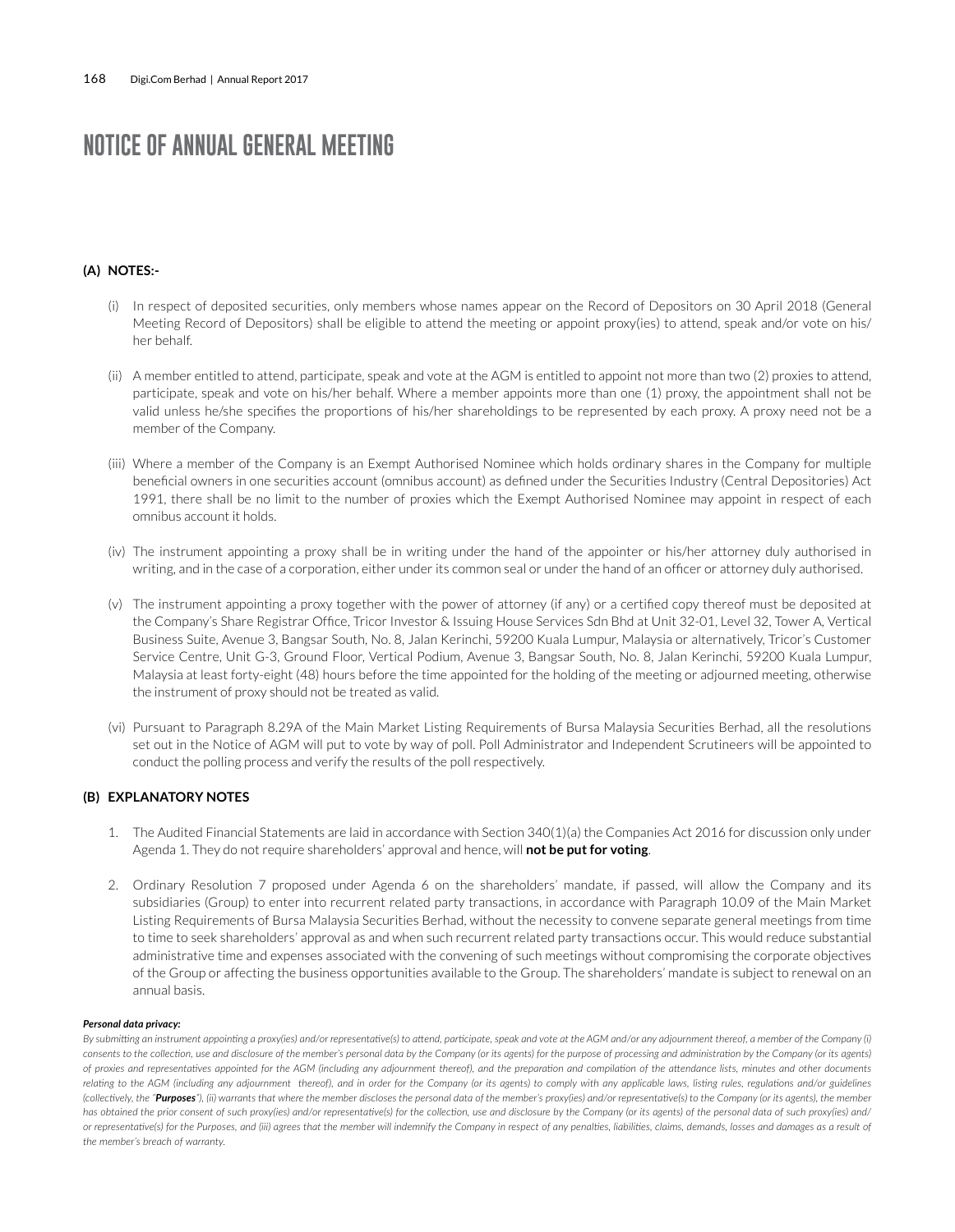# NOTICE OF ANNUAL GENERAL MEETING

**(A) NOTES:-**

(i) In respect of deposited securities, only members whose names appear on the Record of Depositors on 30 April 2018 (General Meeting Record of Depositors) shall be eligible to attend the meeting or appoint proxy(ies) to attend, speak and/or vote on his/her behalf.

(ii) A member entitled to attend, participate, speak and vote at the AGM is entitled to appoint not more than two (2) proxies to attend, participate, speak and vote on his/her behalf. Where a member appoints more than one (1) proxy, the appointment shall not be valid unless he/she specifies the proportions of his/her shareholdings to be represented by each proxy. A proxy need not be a member of the Company.

(iii) Where a member of the Company is an Exempt Authorised Nominee which holds ordinary shares in the Company for multiple beneficial owners in one securities account (omnibus account) as defined under the Securities Industry (Central Depositories) Act 1991, there shall be no limit to the number of proxies which the Exempt Authorised Nominee may appoint in respect of each omnibus account it holds.

(iv) The instrument appointing a proxy shall be in writing under the hand of the appointer or his/her attorney duly authorised in writing, and in the case of a corporation, either under its common seal or under the hand of an officer or attorney duly authorised.

(v) The instrument appointing a proxy together with the power of attorney (if any) or a certified copy thereof must be deposited at the Company's Share Registrar Office, Tricor Investor & Issuing House Services Sdn Bhd at Unit 32-01, Level 32, Tower A, Vertical Business Suite, Avenue 3, Bangsar South, No. 8, Jalan Kerinchi, 59200 Kuala Lumpur, Malaysia or alternatively, Tricor's Customer Service Centre, Unit G-3, Ground Floor, Vertical Podium, Avenue 3, Bangsar South, No. 8, Jalan Kerinchi, 59200 Kuala Lumpur, Malaysia at least forty-eight (48) hours before the time appointed for the holding of the meeting or adjourned meeting, otherwise the instrument of proxy should not be treated as valid.

(vi) Pursuant to Paragraph 8.29A of the Main Market Listing Requirements of Bursa Malaysia Securities Berhad, all the resolutions set out in the Notice of AGM will put to vote by way of poll. Poll Administrator and Independent Scrutineers will be appointed to conduct the polling process and verify the results of the poll respectively.

**(B) EXPLANATORY NOTES**

1. The Audited Financial Statements are laid in accordance with Section 340(1)(a) the Companies Act 2016 for discussion only under Agenda 1. They do not require shareholders' approval and hence, will **not be put for voting**.

2. Ordinary Resolution 7 proposed under Agenda 6 on the shareholders' mandate, if passed, will allow the Company and its subsidiaries (Group) to enter into recurrent related party transactions, in accordance with Paragraph 10.09 of the Main Market Listing Requirements of Bursa Malaysia Securities Berhad, without the necessity to convene separate general meetings from time to time to seek shareholders' approval as and when such recurrent related party transactions occur. This would reduce substantial administrative time and expenses associated with the convening of such meetings without compromising the corporate objectives of the Group or affecting the business opportunities available to the Group. The shareholders' mandate is subject to renewal on an annual basis.

***Personal data privacy:***

*By submitting an instrument appointing a proxy(ies) and/or representative(s) to attend, participate, speak and vote at the AGM and/or any adjournment thereof, a member of the Company (i) consents to the collection, use and disclosure of the member's personal data by the Company (or its agents) for the purpose of processing and administration by the Company (or its agents) of proxies and representatives appointed for the AGM (including any adjournment thereof), and the preparation and compilation of the attendance lists, minutes and other documents relating to the AGM (including any adjournment thereof), and in order for the Company (or its agents) to comply with any applicable laws, listing rules, regulations and/or guidelines (collectively, the "**Purposes**"), (ii) warrants that where the member discloses the personal data of the member's proxy(ies) and/or representative(s) to the Company (or its agents), the member has obtained the prior consent of such proxy(ies) and/or representative(s) for the collection, use and disclosure by the Company (or its agents) of the personal data of such proxy(ies) and/or representative(s) for the Purposes, and (iii) agrees that the member will indemnify the Company in respect of any penalties, liabilities, claims, demands, losses and damages as a result of the member's breach of warranty.*